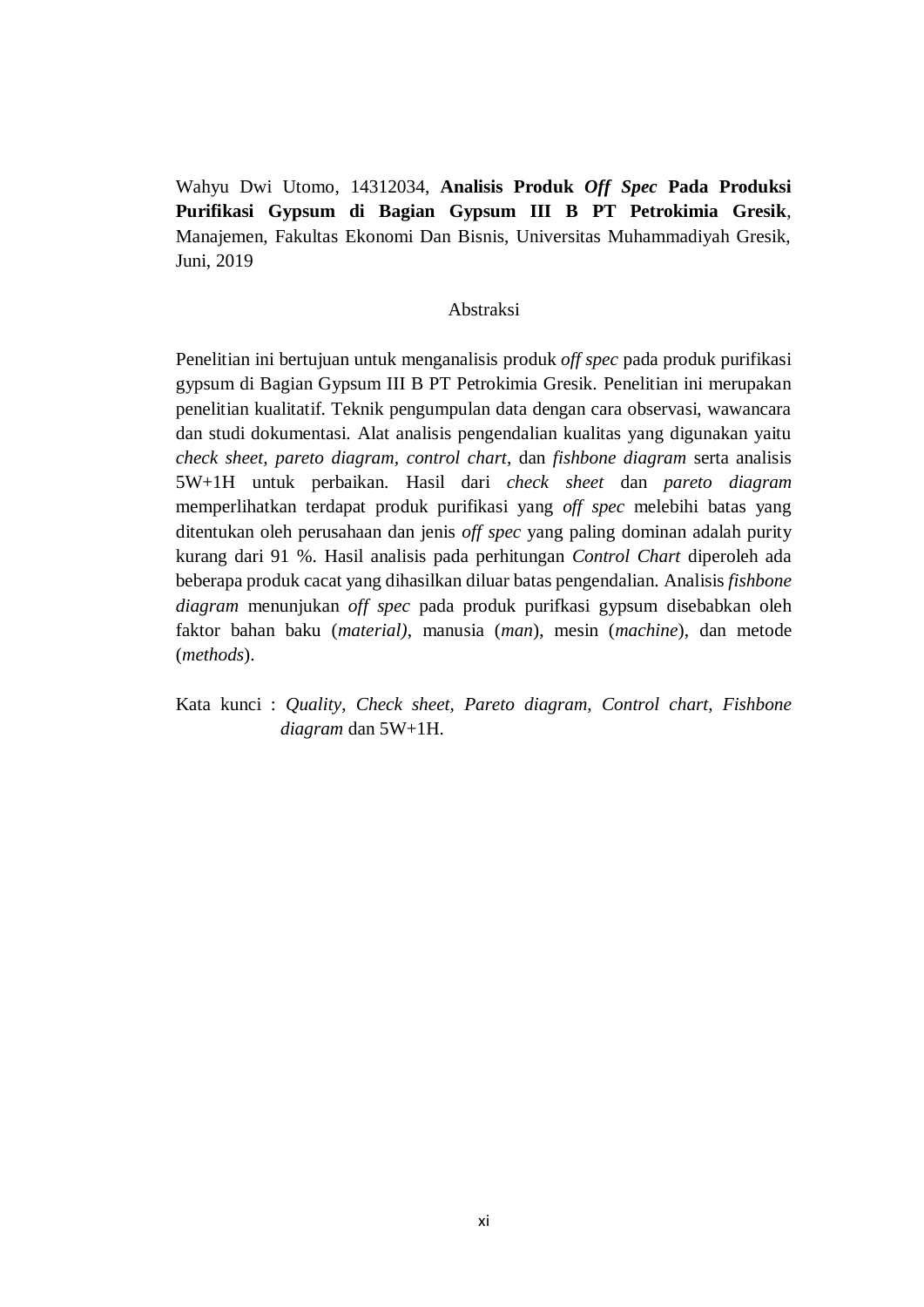Wahyu Dwi Utomo, 14312034, **Analisis Produk *Off Spec* Pada Produksi Purifikasi Gypsum di Bagian Gypsum III B PT Petrokimia Gresik**, Manajemen, Fakultas Ekonomi Dan Bisnis, Universitas Muhammadiyah Gresik, Juni, 2019

## Abstraksi

Penelitian ini bertujuan untuk menganalisis produk *off spec* pada produk purifikasi gypsum di Bagian Gypsum III B PT Petrokimia Gresik. Penelitian ini merupakan penelitian kualitatif. Teknik pengumpulan data dengan cara observasi, wawancara dan studi dokumentasi. Alat analisis pengendalian kualitas yang digunakan yaitu *check sheet, pareto diagram, control chart,* dan *fishbone diagram* serta analisis 5W+1H untuk perbaikan. Hasil dari *check sheet* dan *pareto diagram* memperlihatkan terdapat produk purifikasi yang *off spec* melebihi batas yang ditentukan oleh perusahaan dan jenis *off spec* yang paling dominan adalah purity kurang dari 91 %. Hasil analisis pada perhitungan *Control Chart* diperoleh ada beberapa produk cacat yang dihasilkan diluar batas pengendalian. Analisis *fishbone diagram* menunjukan *off spec* pada produk purifkasi gypsum disebabkan oleh faktor bahan baku (*material)*, manusia (*man*), mesin (*machine*), dan metode (*methods*).

Kata kunci : *Quality, Check sheet, Pareto diagram, Control chart, Fishbone diagram* dan 5W+1H.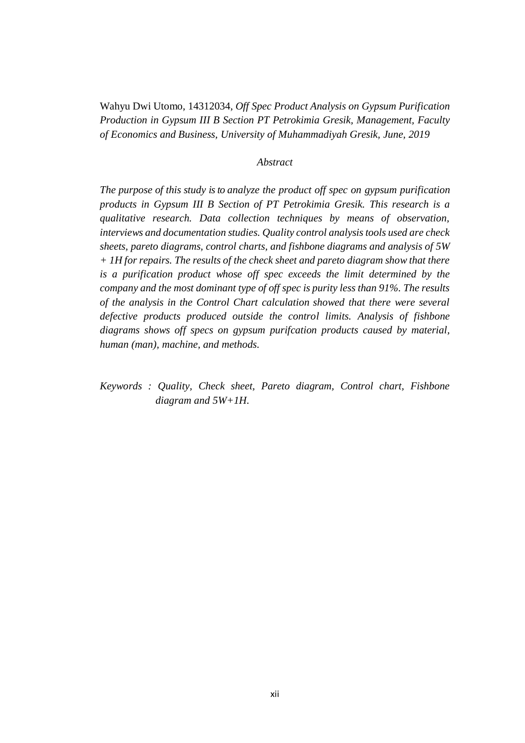Wahyu Dwi Utomo, 14312034, *Off Spec Product Analysis on Gypsum Purification Production in Gypsum III B Section PT Petrokimia Gresik, Management, Faculty of Economics and Business, University of Muhammadiyah Gresik, June, 2019*

*Abstract*

*The purpose of this study is to analyze the product off spec on gypsum purification products in Gypsum III B Section of PT Petrokimia Gresik. This research is a qualitative research. Data collection techniques by means of observation, interviews and documentation studies. Quality control analysis tools used are check sheets, pareto diagrams, control charts, and fishbone diagrams and analysis of 5W + 1H for repairs. The results of the check sheet and pareto diagram show that there is a purification product whose off spec exceeds the limit determined by the company and the most dominant type of off spec is purity less than 91%. The results of the analysis in the Control Chart calculation showed that there were several defective products produced outside the control limits. Analysis of fishbone diagrams shows off specs on gypsum purifcation products caused by material, human (man), machine, and methods.*

*Keywords : Quality, Check sheet, Pareto diagram, Control chart, Fishbone diagram and 5W+1H.*